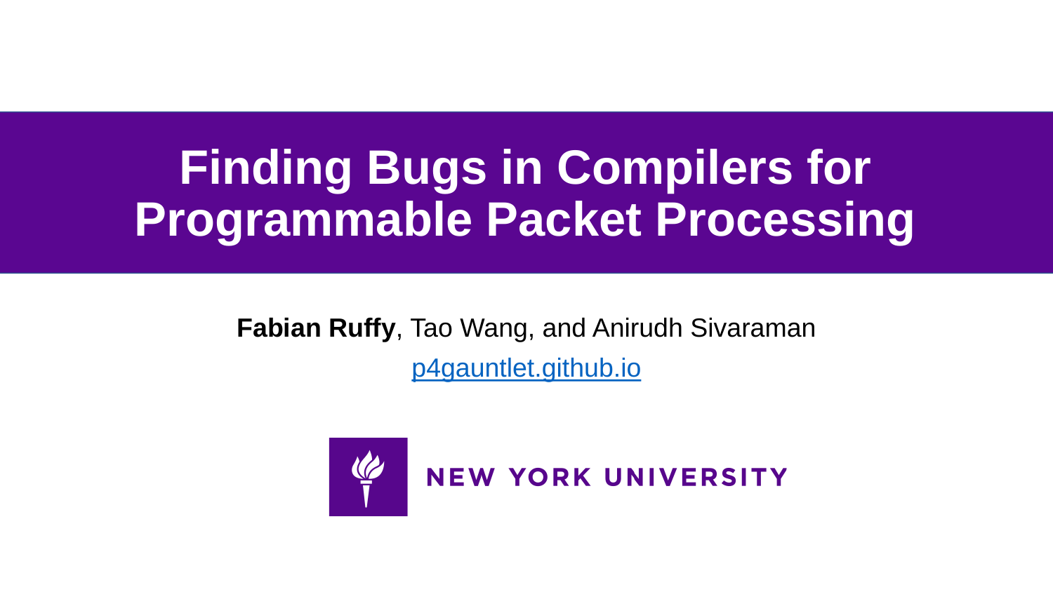# Finding Bugs in Compilers for Programmable Packet Processing

**Fabian Ruffy**, Tao Wang, and Anirudh Sivaraman

[p4gauntlet.github.io](https://p4gauntlet.github.io)

NEW YORK UNIVERSITY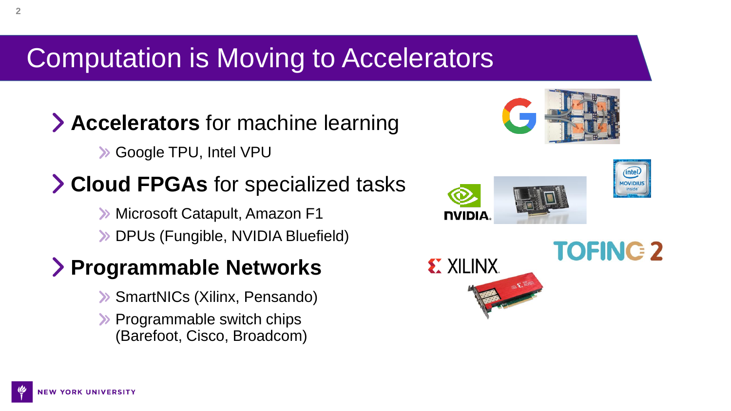# Computation is Moving to Accelerators

- **Accelerators** for machine learning
  - Google TPU, Intel VPU
- **Cloud FPGAs** for specialized tasks
  - Microsoft Catapult, Amazon F1
  - DPUs (Fungible, NVIDIA Bluefield)
- **Programmable Networks**
  - SmartNICs (Xilinx, Pensando)
  - Programmable switch chips (Barefoot, Cisco, Broadcom)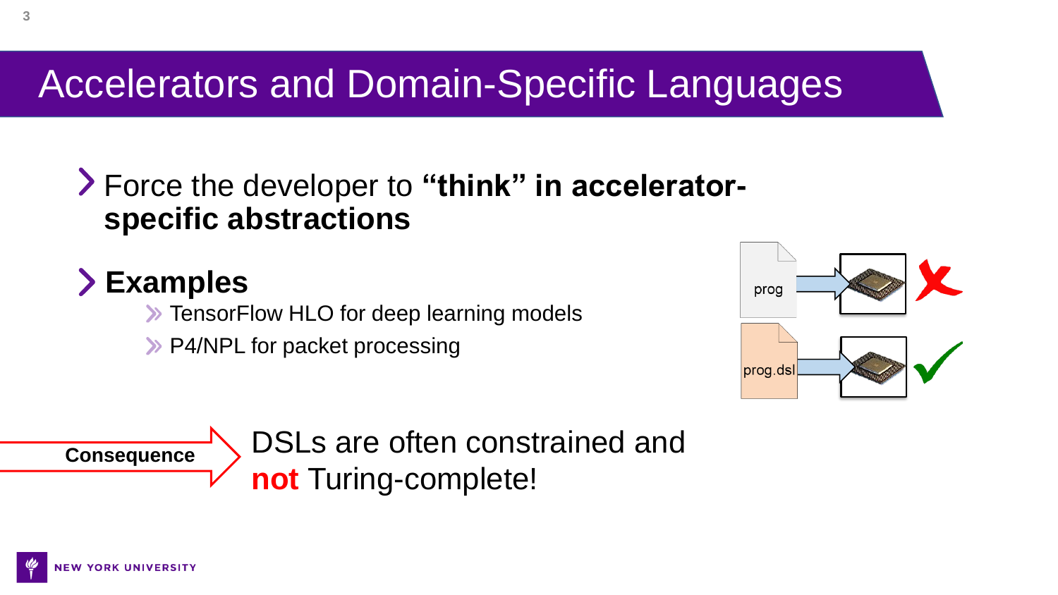# Accelerators and Domain-Specific Languages

- Force the developer to **"think" in accelerator-specific abstractions**
- **Examples**
  - TensorFlow HLO for deep learning models
  - P4/NPL for packet processing

prog

prog.dsl

**Consequence** → DSLs are often constrained and **not** Turing-complete!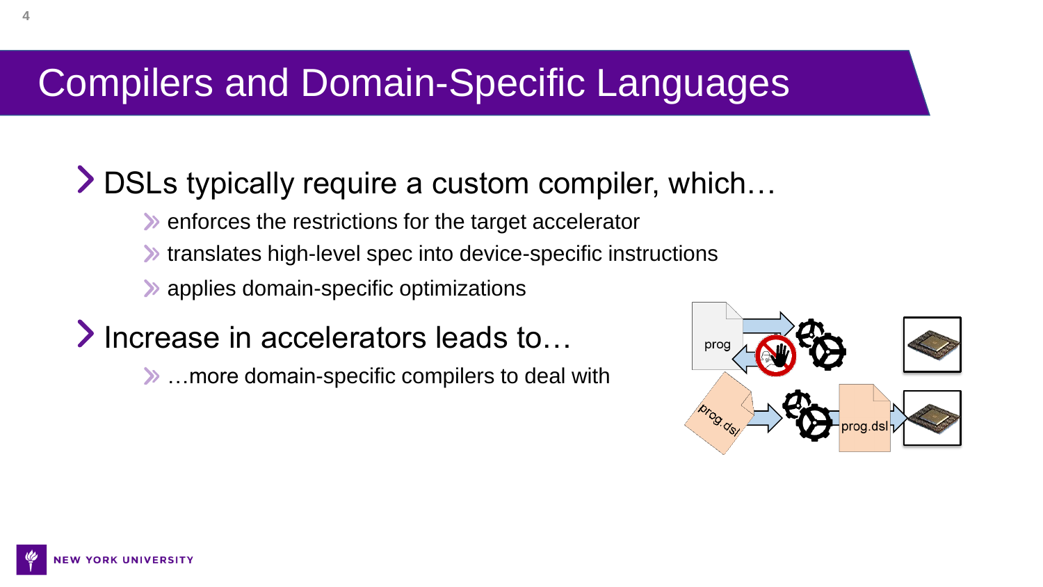# Compilers and Domain-Specific Languages

- DSLs typically require a custom compiler, which…
  - enforces the restrictions for the target accelerator
  - translates high-level spec into device-specific instructions
  - applies domain-specific optimizations
- Increase in accelerators leads to…
  - …more domain-specific compilers to deal with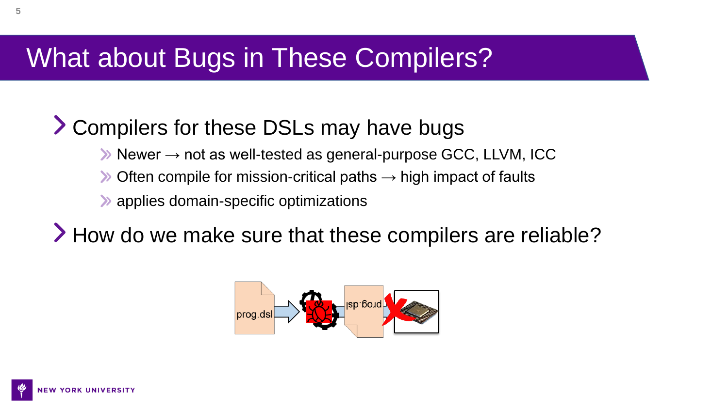# What about Bugs in These Compilers?

- Compilers for these DSLs may have bugs
  - Newer → not as well-tested as general-purpose GCC, LLVM, ICC
  - Often compile for mission-critical paths → high impact of faults
  - applies domain-specific optimizations
- How do we make sure that these compilers are reliable?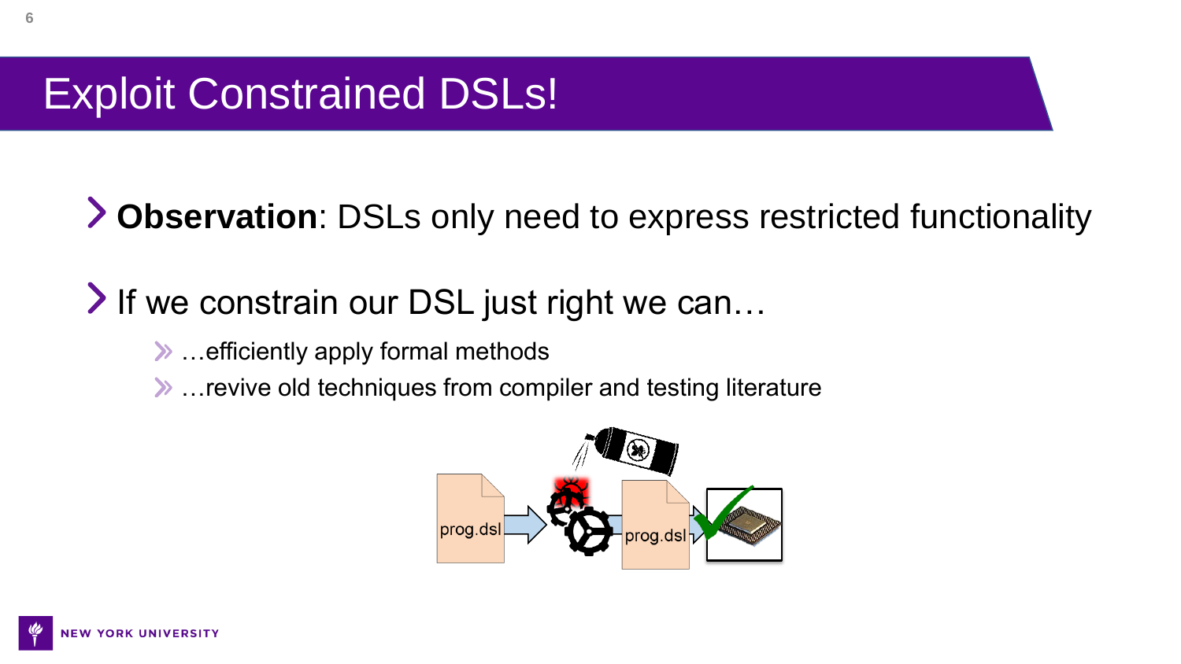# Exploit Constrained DSLs!

- **Observation**: DSLs only need to express restricted functionality
- If we constrain our DSL just right we can…
  - …efficiently apply formal methods
  - …revive old techniques from compiler and testing literature

prog.dsl

prog.dsl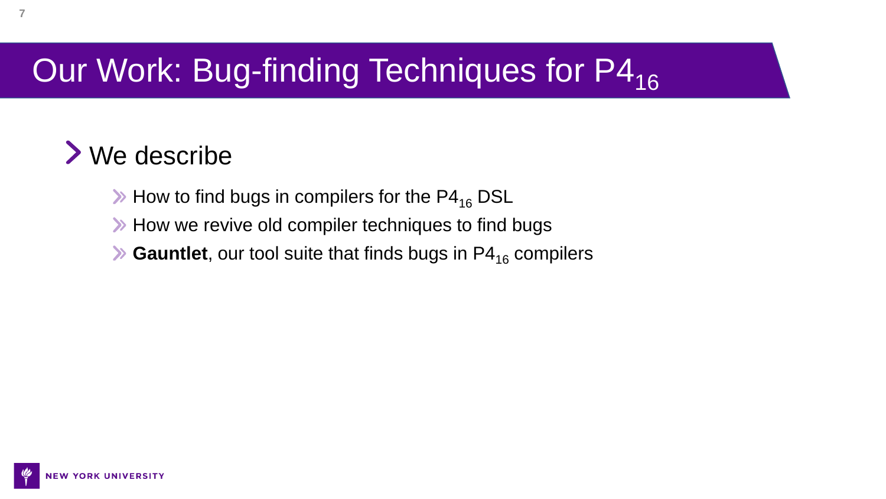# Our Work: Bug-finding Techniques for $P4_{16}$

- We describe
  - How to find bugs in compilers for the $P4_{16}$ DSL
  - How we revive old compiler techniques to find bugs
  - **Gauntlet**, our tool suite that finds bugs in $P4_{16}$ compilers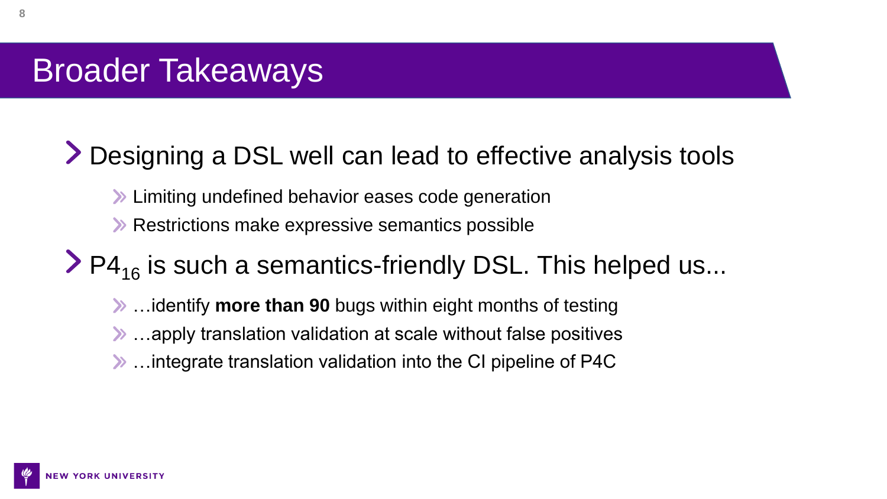# Broader Takeaways

- Designing a DSL well can lead to effective analysis tools
  - Limiting undefined behavior eases code generation
  - Restrictions make expressive semantics possible
- $P4_{16}$ is such a semantics-friendly DSL. This helped us...
  - …identify **more than 90** bugs within eight months of testing
  - …apply translation validation at scale without false positives
  - …integrate translation validation into the CI pipeline of P4C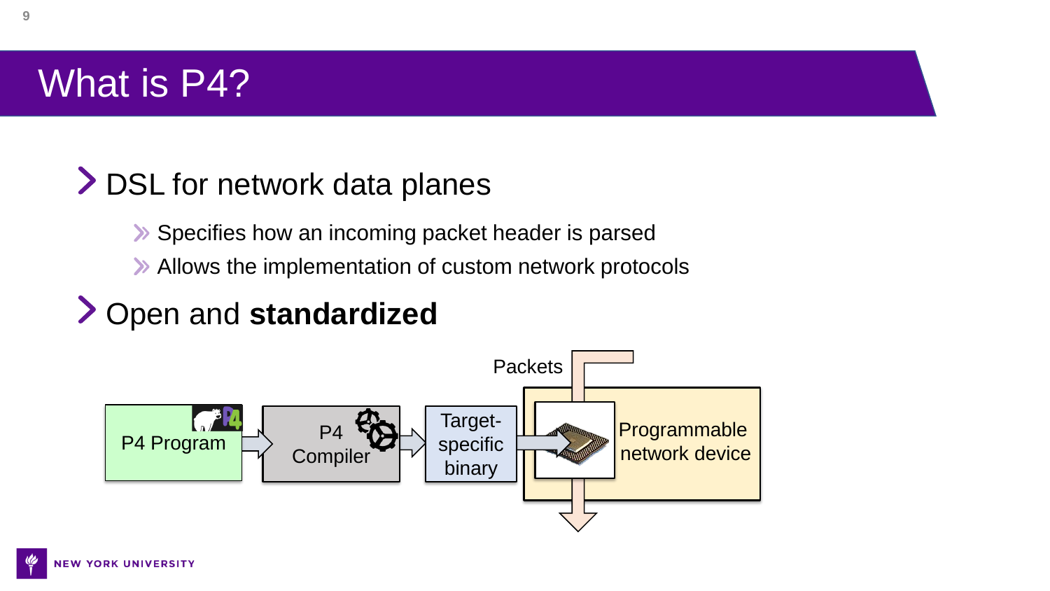# What is P4?

- DSL for network data planes
  - Specifies how an incoming packet header is parsed
  - Allows the implementation of custom network protocols
- Open and **standardized**

P4 Program → P4 Compiler → Target-specific binary → Programmable network device

Packets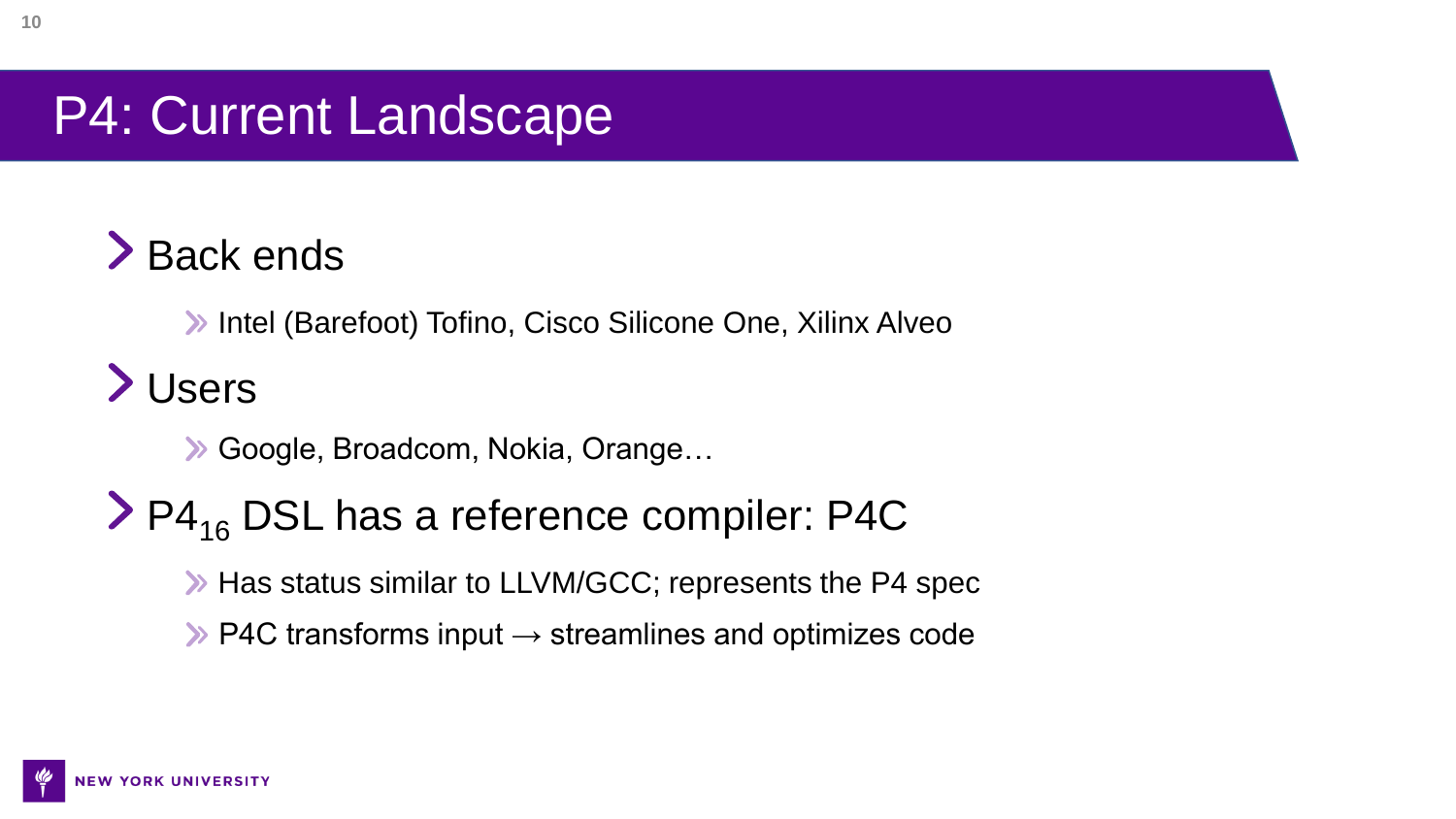# P4: Current Landscape

- Back ends
  - Intel (Barefoot) Tofino, Cisco Silicone One, Xilinx Alveo
- Users
  - Google, Broadcom, Nokia, Orange…
- $P4_{16}$ DSL has a reference compiler: P4C
  - Has status similar to LLVM/GCC; represents the P4 spec
  - P4C transforms input → streamlines and optimizes code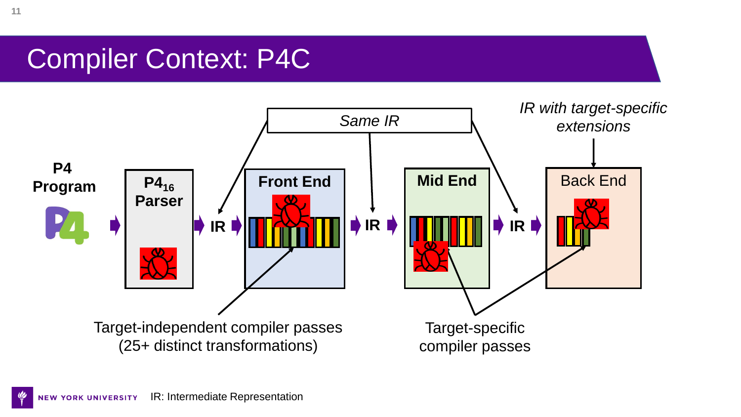# Compiler Context: P4C

**P4 Program**

**$P4_{16}$ Parser**

IR

**Front End**

IR

**Mid End**

IR

Back End

*Same IR*

*IR with target-specific extensions*

Target-independent compiler passes (25+ distinct transformations)

Target-specific compiler passes

IR: Intermediate Representation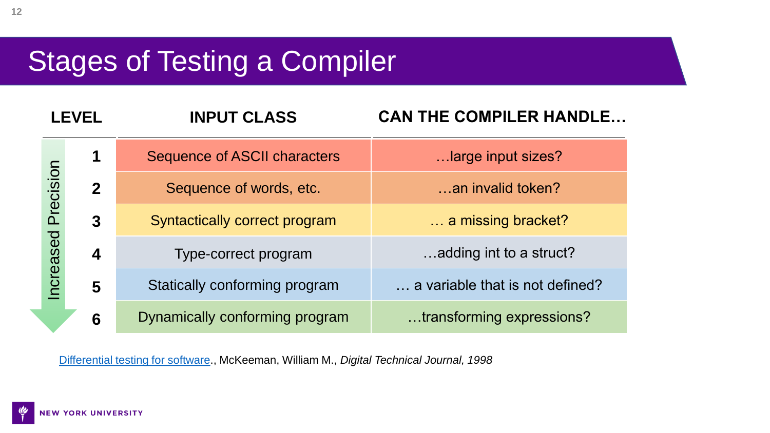# Stages of Testing a Compiler

| LEVEL | INPUT CLASS | CAN THE COMPILER HANDLE… |
|---|---|---|
| 1 | Sequence of ASCII characters | …large input sizes? |
| 2 | Sequence of words, etc. | …an invalid token? |
| 3 | Syntactically correct program | … a missing bracket? |
| 4 | Type-correct program | …adding int to a struct? |
| 5 | Statically conforming program | … a variable that is not defined? |
| 6 | Dynamically conforming program | …transforming expressions? |

Increased Precision ↓

[Differential testing for software](), McKeeman, William M., *Digital Technical Journal, 1998*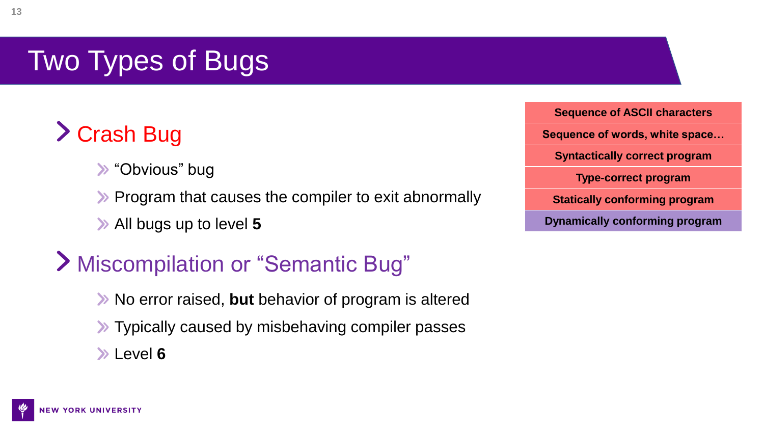# Two Types of Bugs

## Crash Bug

- "Obvious" bug
- Program that causes the compiler to exit abnormally
- All bugs up to level **5**

## Miscompilation or "Semantic Bug"

- No error raised, **but** behavior of program is altered
- Typically caused by misbehaving compiler passes
- Level **6**

| **Sequence of ASCII characters** |
| --- |
| **Sequence of words, white space…** |
| **Syntactically correct program** |
| **Type-correct program** |
| **Statically conforming program** |
| **Dynamically conforming program** |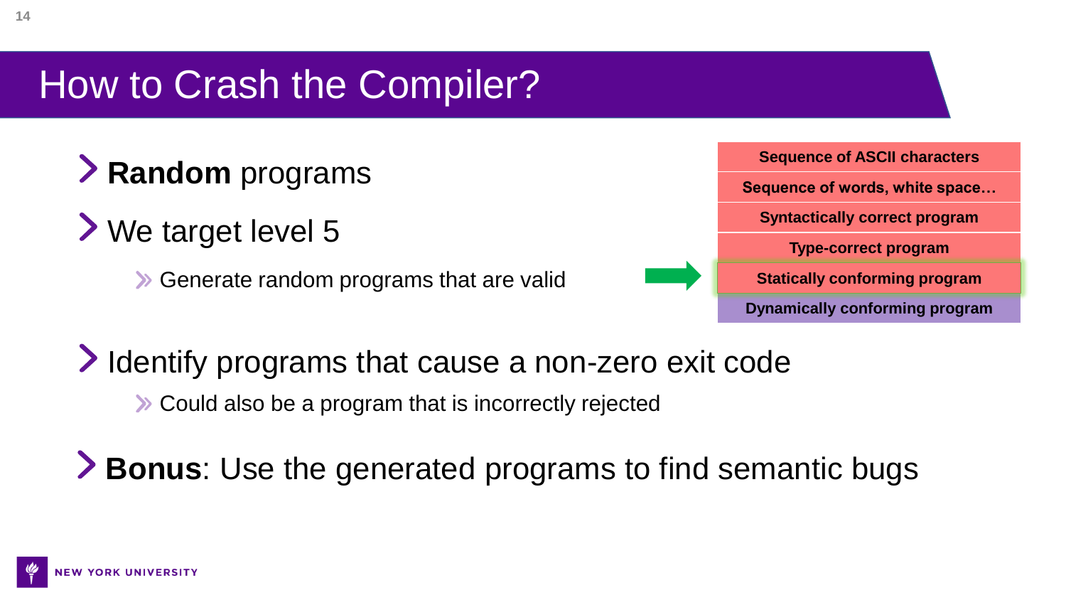# How to Crash the Compiler?

- **Random** programs
- We target level 5
  - Generate random programs that are valid

| Levels |
| --- |
| Sequence of ASCII characters |
| Sequence of words, white space… |
| Syntactically correct program |
| Type-correct program |
| Statically conforming program ← |
| Dynamically conforming program |

- Identify programs that cause a non-zero exit code
  - Could also be a program that is incorrectly rejected
- **Bonus**: Use the generated programs to find semantic bugs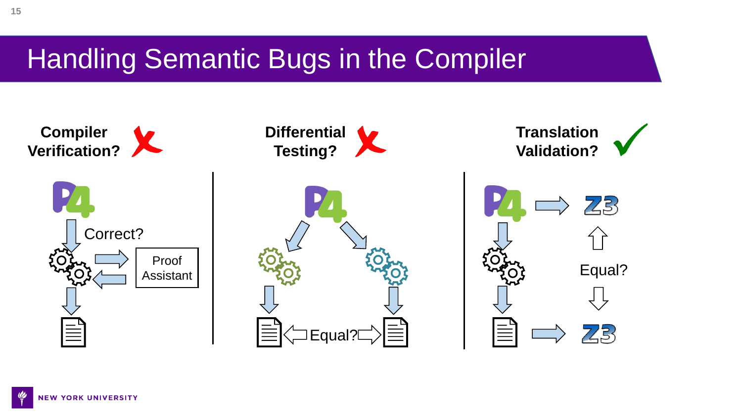# Handling Semantic Bugs in the Compiler

**Compiler Verification?** ✗

Correct?

Proof Assistant

**Differential Testing?** ✗

Equal?

**Translation Validation?** ✓

Equal?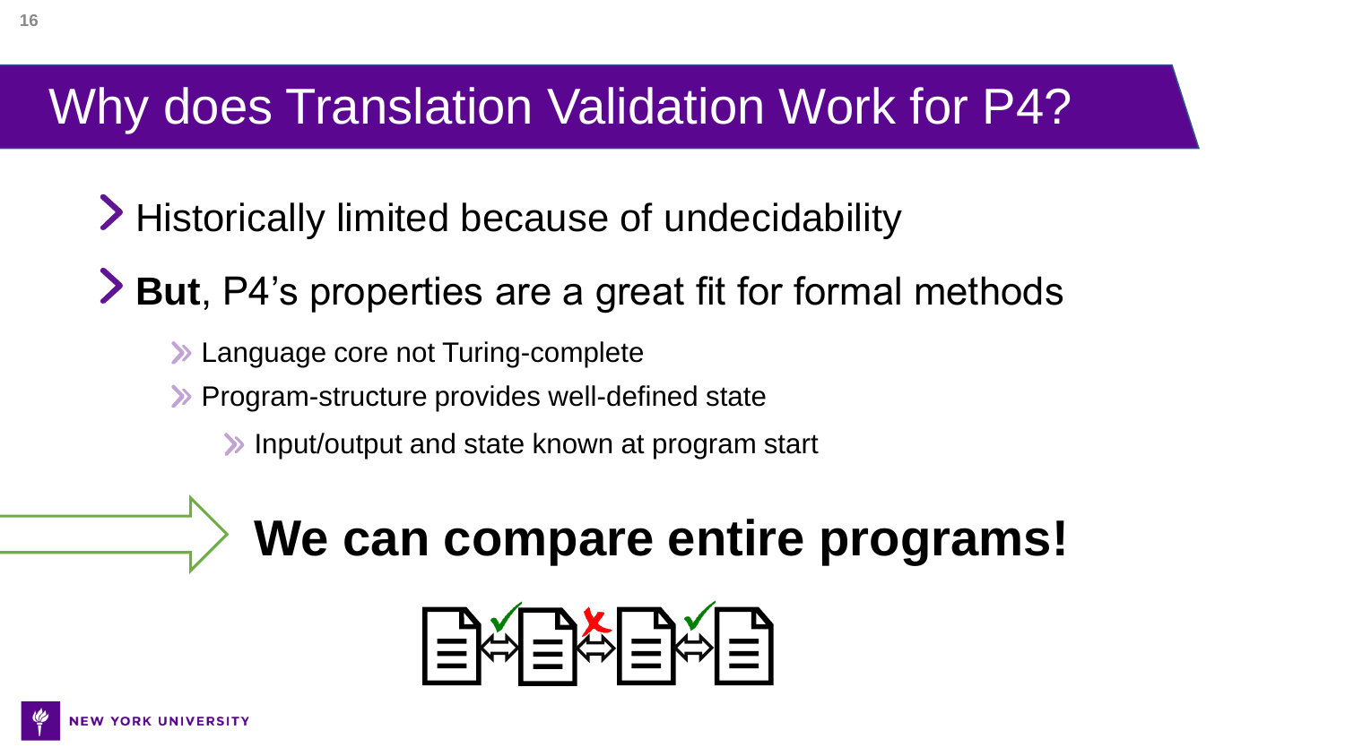# Why does Translation Validation Work for P4?

- Historically limited because of undecidability
- **But**, P4's properties are a great fit for formal methods
  - Language core not Turing-complete
  - Program-structure provides well-defined state
    - Input/output and state known at program start

**We can compare entire programs!**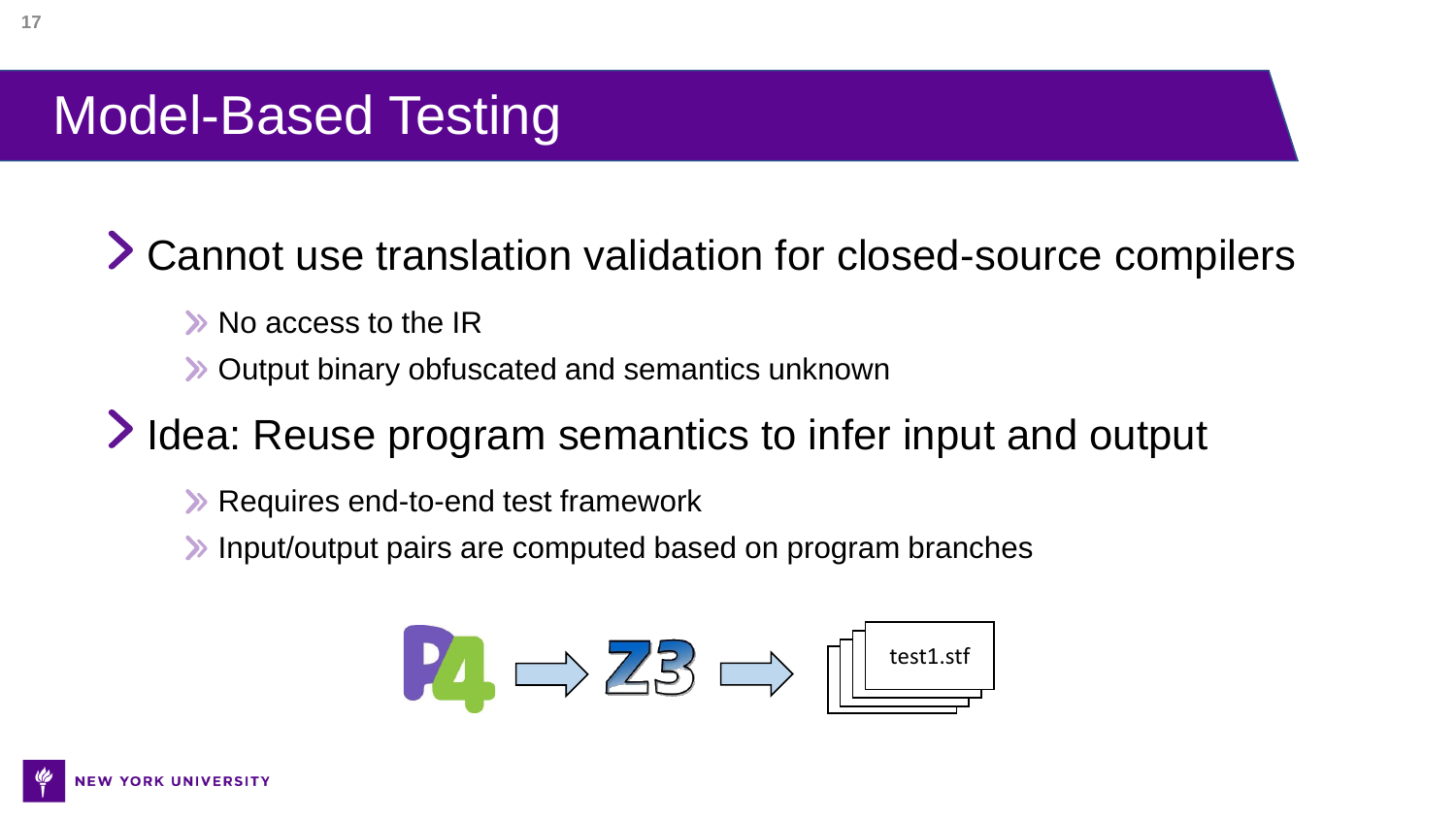# Model-Based Testing

- Cannot use translation validation for closed-source compilers
  - No access to the IR
  - Output binary obfuscated and semantics unknown
- Idea: Reuse program semantics to infer input and output
  - Requires end-to-end test framework
  - Input/output pairs are computed based on program branches

test1.stf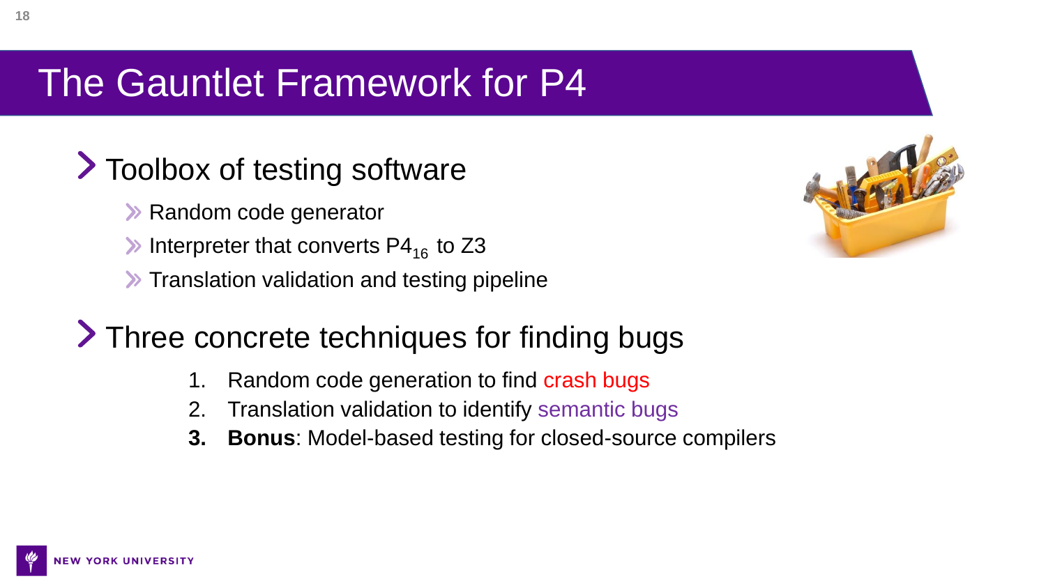# The Gauntlet Framework for P4

- Toolbox of testing software
  - Random code generator
  - Interpreter that converts $P4_{16}$ to Z3
  - Translation validation and testing pipeline

- Three concrete techniques for finding bugs
  1. Random code generation to find crash bugs
  2. Translation validation to identify semantic bugs
  3. **Bonus**: Model-based testing for closed-source compilers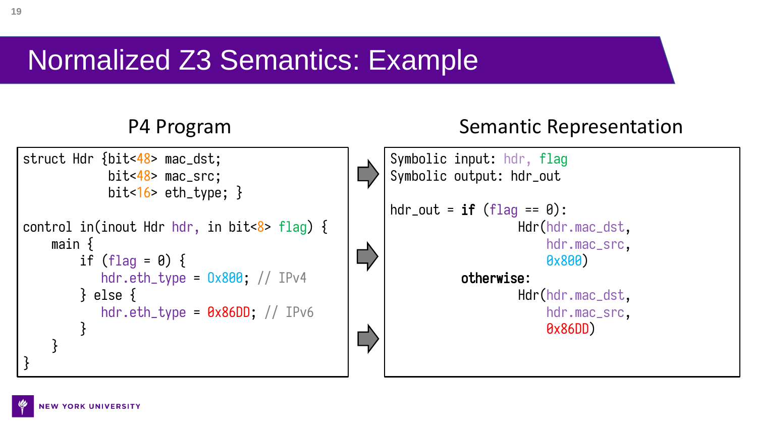# Normalized Z3 Semantics: Example

## P4 Program

```
struct Hdr {bit<48> mac_dst;
            bit<48> mac_src;
            bit<16> eth_type; }

control in(inout Hdr hdr, in bit<8> flag) {
    main {
        if (flag = 0) {
            hdr.eth_type = 0x800; // IPv4
        } else {
            hdr.eth_type = 0x86DD; // IPv6
        }
    }
}
```

## Semantic Representation

```
Symbolic input: hdr, flag
Symbolic output: hdr_out

hdr_out = if (flag == 0):
                 Hdr(hdr.mac_dst,
                     hdr.mac_src,
                     0x800)
          otherwise:
                 Hdr(hdr.mac_dst,
                     hdr.mac_src,
                     0x86DD)
```

NEW YORK UNIVERSITY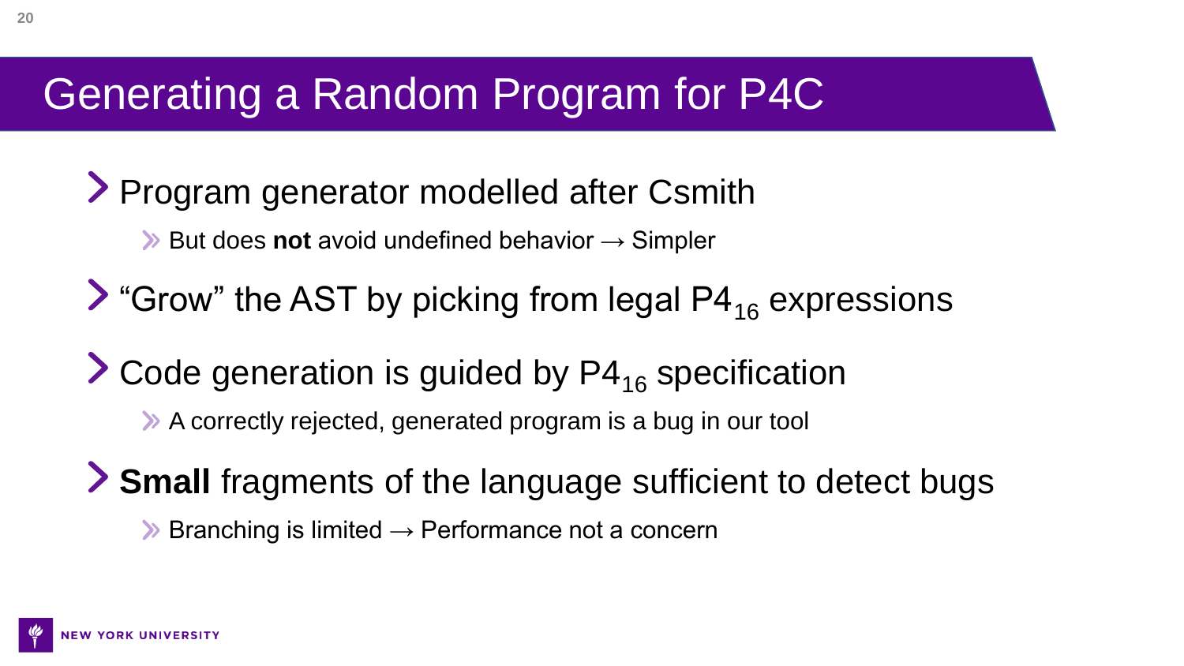# Generating a Random Program for P4C

- Program generator modelled after Csmith
  - But does **not** avoid undefined behavior → Simpler
- “Grow” the AST by picking from legal $P4_{16}$ expressions
- Code generation is guided by $P4_{16}$ specification
  - A correctly rejected, generated program is a bug in our tool
- **Small** fragments of the language sufficient to detect bugs
  - Branching is limited → Performance not a concern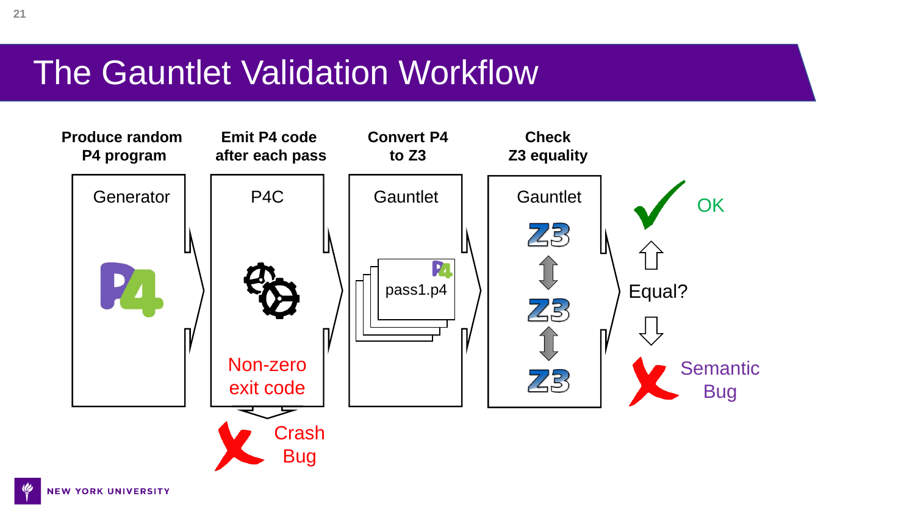# The Gauntlet Validation Workflow

**Produce random P4 program**

Generator

**Emit P4 code after each pass**

P4C

Non-zero exit code

Crash Bug

**Convert P4 to Z3**

Gauntlet

pass1.p4

**Check Z3 equality**

Gauntlet

Z3

Z3

Z3

Equal?

OK

Semantic Bug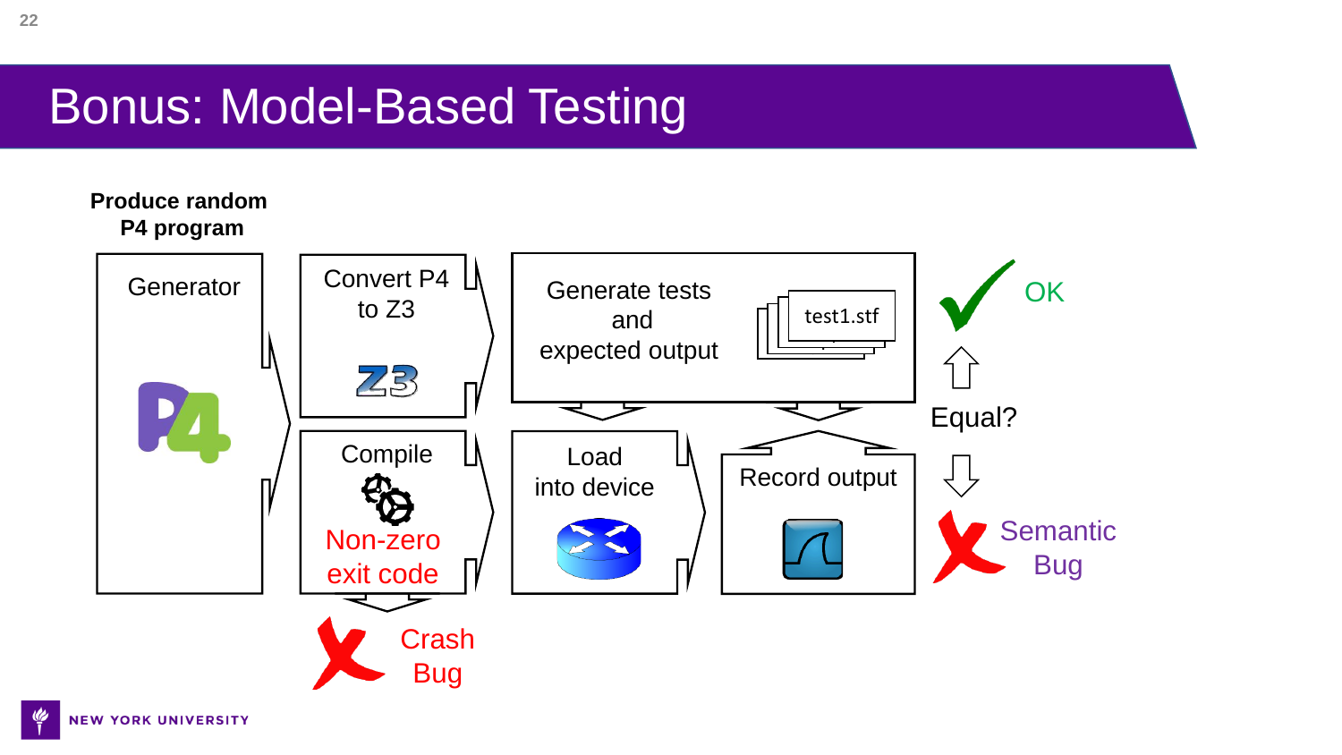# Bonus: Model-Based Testing

**Produce random P4 program**

Generator

Convert P4 to Z3

Generate tests and expected output

test1.stf

OK

Equal?

Compile

Non-zero exit code

Crash Bug

Load into device

Record output

Semantic Bug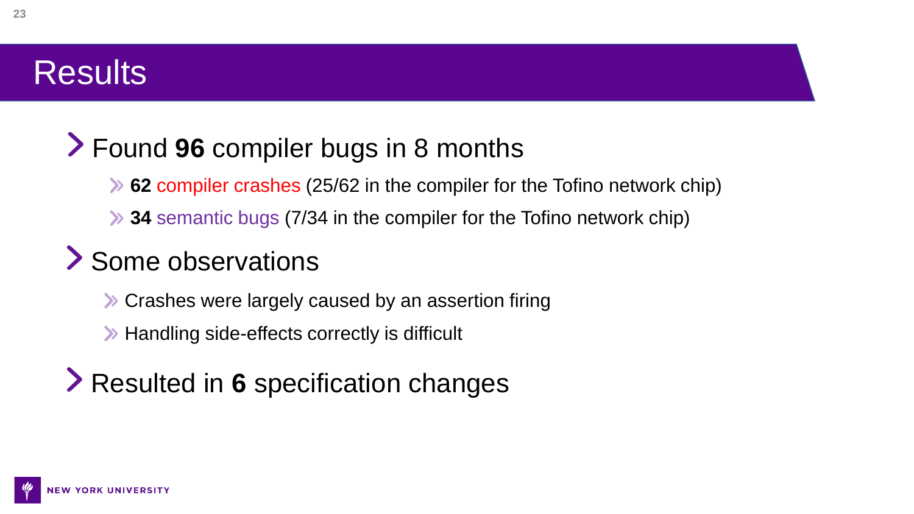# Results

- Found **96** compiler bugs in 8 months
  - **62** compiler crashes (25/62 in the compiler for the Tofino network chip)
  - **34** semantic bugs (7/34 in the compiler for the Tofino network chip)
- Some observations
  - Crashes were largely caused by an assertion firing
  - Handling side-effects correctly is difficult
- Resulted in **6** specification changes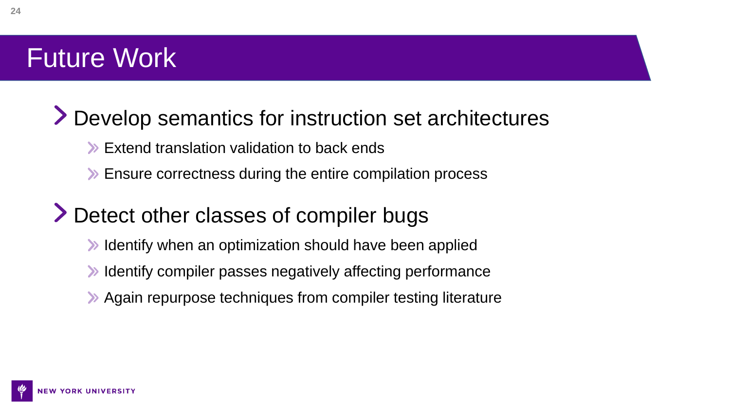# Future Work

- Develop semantics for instruction set architectures
  - Extend translation validation to back ends
  - Ensure correctness during the entire compilation process
- Detect other classes of compiler bugs
  - Identify when an optimization should have been applied
  - Identify compiler passes negatively affecting performance
  - Again repurpose techniques from compiler testing literature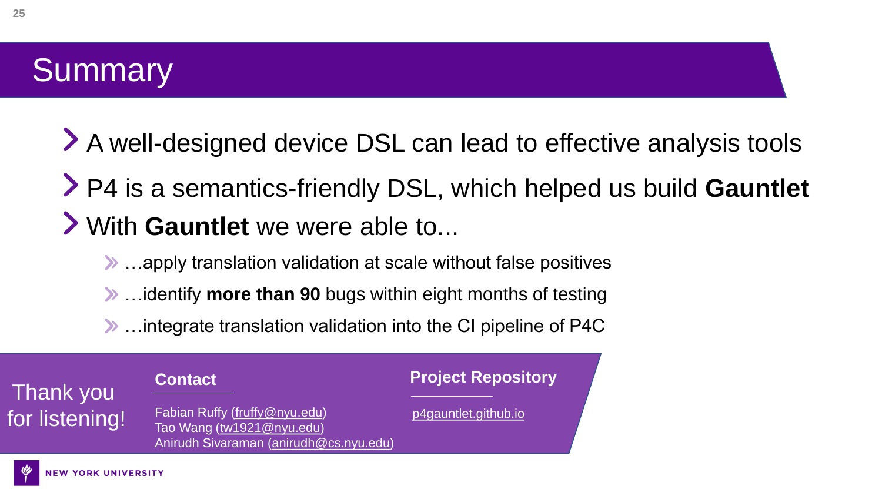# Summary

- A well-designed device DSL can lead to effective analysis tools
- P4 is a semantics-friendly DSL, which helped us build **Gauntlet**
- With **Gauntlet** we were able to...
  - …apply translation validation at scale without false positives
  - …identify **more than 90** bugs within eight months of testing
  - …integrate translation validation into the CI pipeline of P4C

Thank you for listening!

**Contact**

Fabian Ruffy (fruffy@nyu.edu)
Tao Wang (tw1921@nyu.edu)
Anirudh Sivaraman (anirudh@cs.nyu.edu)

**Project Repository**

p4gauntlet.github.io

NEW YORK UNIVERSITY